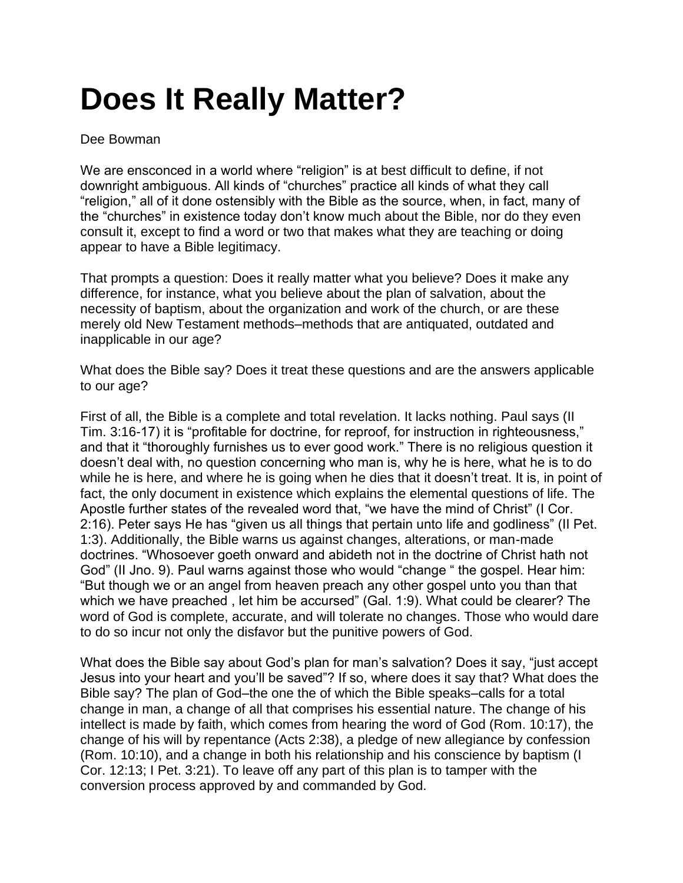# Does It Really Matter?

Dee Bowman

We are ensconced in a world where "religion" is at best difficult to define, if not downright ambiguous. All kinds of "churches" practice all kinds of what they call "religion," all of it done ostensibly with the Bible as the source, when, in fact, many of the "churches" in existence today don't know much about the Bible, nor do they even consult it, except to find a word or two that makes what they are teaching or doing appear to have a Bible legitimacy.

That prompts a question: Does it really matter what you believe? Does it make any difference, for instance, what you believe about the plan of salvation, about the necessity of baptism, about the organization and work of the church, or are these merely old New Testament methods–methods that are antiquated, outdated and inapplicable in our age?

What does the Bible say? Does it treat these questions and are the answers applicable to our age?

First of all, the Bible is a complete and total revelation. It lacks nothing. Paul says (II Tim. 3:16-17) it is "profitable for doctrine, for reproof, for instruction in righteousness," and that it "thoroughly furnishes us to ever good work." There is no religious question it doesn't deal with, no question concerning who man is, why he is here, what he is to do while he is here, and where he is going when he dies that it doesn't treat. It is, in point of fact, the only document in existence which explains the elemental questions of life. The Apostle further states of the revealed word that, "we have the mind of Christ" (I Cor. 2:16). Peter says He has "given us all things that pertain unto life and godliness" (II Pet. 1:3). Additionally, the Bible warns us against changes, alterations, or man-made doctrines. "Whosoever goeth onward and abideth not in the doctrine of Christ hath not God" (II Jno. 9). Paul warns against those who would "change " the gospel. Hear him: "But though we or an angel from heaven preach any other gospel unto you than that which we have preached , let him be accursed" (Gal. 1:9). What could be clearer? The word of God is complete, accurate, and will tolerate no changes. Those who would dare to do so incur not only the disfavor but the punitive powers of God.

What does the Bible say about God's plan for man's salvation? Does it say, "just accept Jesus into your heart and you'll be saved"? If so, where does it say that? What does the Bible say? The plan of God–the one the of which the Bible speaks–calls for a total change in man, a change of all that comprises his essential nature. The change of his intellect is made by faith, which comes from hearing the word of God (Rom. 10:17), the change of his will by repentance (Acts 2:38), a pledge of new allegiance by confession (Rom. 10:10), and a change in both his relationship and his conscience by baptism (I Cor. 12:13; I Pet. 3:21). To leave off any part of this plan is to tamper with the conversion process approved by and commanded by God.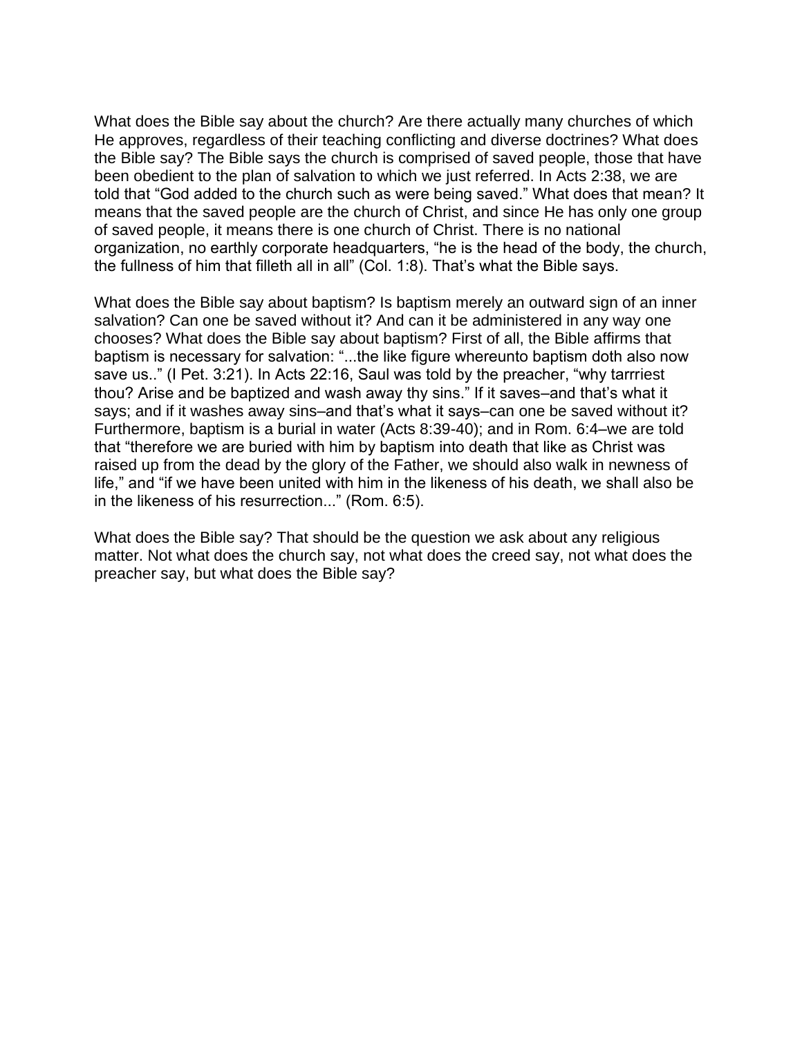What does the Bible say about the church? Are there actually many churches of which He approves, regardless of their teaching conflicting and diverse doctrines? What does the Bible say? The Bible says the church is comprised of saved people, those that have been obedient to the plan of salvation to which we just referred. In Acts 2:38, we are told that "God added to the church such as were being saved." What does that mean? It means that the saved people are the church of Christ, and since He has only one group of saved people, it means there is one church of Christ. There is no national organization, no earthly corporate headquarters, "he is the head of the body, the church, the fullness of him that filleth all in all" (Col. 1:8). That's what the Bible says.

What does the Bible say about baptism? Is baptism merely an outward sign of an inner salvation? Can one be saved without it? And can it be administered in any way one chooses? What does the Bible say about baptism? First of all, the Bible affirms that baptism is necessary for salvation: "...the like figure whereunto baptism doth also now save us.." (I Pet. 3:21). In Acts 22:16, Saul was told by the preacher, "why tarrriest thou? Arise and be baptized and wash away thy sins." If it saves–and that's what it says; and if it washes away sins–and that's what it says–can one be saved without it? Furthermore, baptism is a burial in water (Acts 8:39-40); and in Rom. 6:4–we are told that "therefore we are buried with him by baptism into death that like as Christ was raised up from the dead by the glory of the Father, we should also walk in newness of life," and "if we have been united with him in the likeness of his death, we shall also be in the likeness of his resurrection..." (Rom. 6:5).

What does the Bible say? That should be the question we ask about any religious matter. Not what does the church say, not what does the creed say, not what does the preacher say, but what does the Bible say?